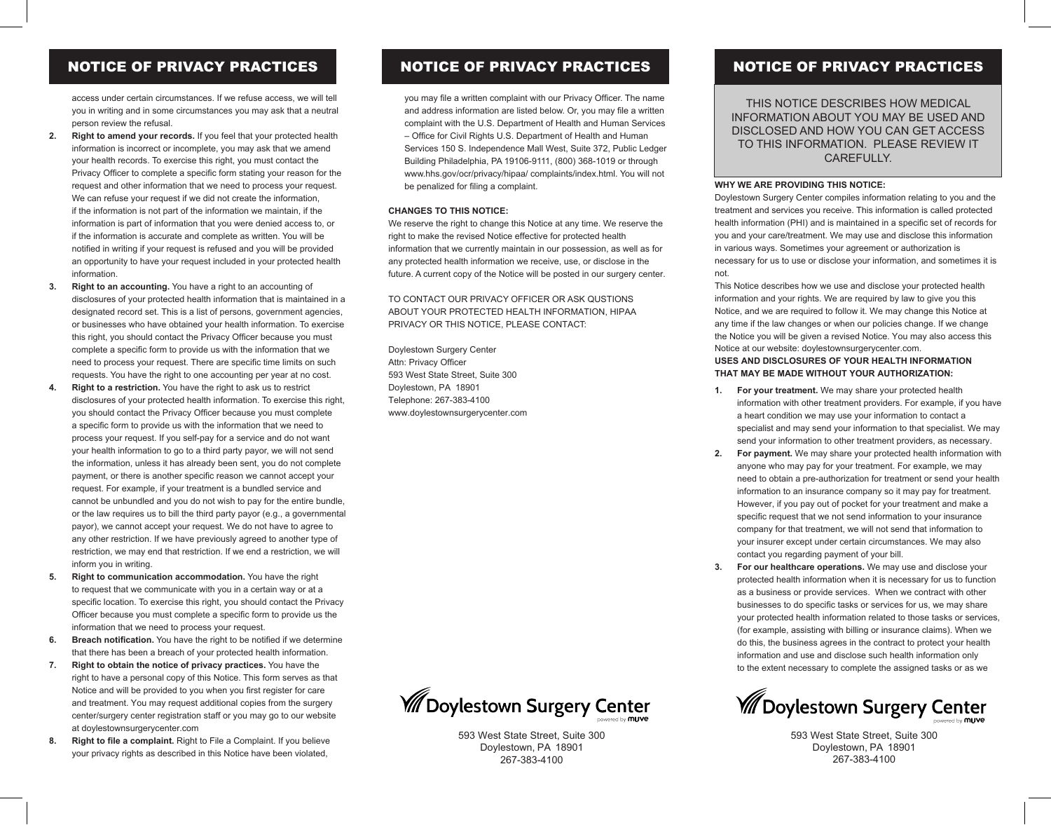# NOTICE OF PRIVACY PRACTICES

access under certain circumstances. If we refuse access, we will tell you in writing and in some circumstances you may ask that a neutral person review the refusal.

2. **Right to amend your records.** If you feel that your protected health information is incorrect or incomplete, you may ask that we amend your health records. To exercise this right, you must contact the Privacy Officer to complete a specific form stating your reason for the request and other information that we need to process your request. We can refuse your request if we did not create the information, if the information is not part of the information we maintain, if the information is part of information that you were denied access to, or if the information is accurate and complete as written. You will be notified in writing if your request is refused and you will be provided an opportunity to have your request included in your protected health information.
3. **Right to an accounting.** You have a right to an accounting of disclosures of your protected health information that is maintained in a designated record set. This is a list of persons, government agencies, or businesses who have obtained your health information. To exercise this right, you should contact the Privacy Officer because you must complete a specific form to provide us with the information that we need to process your request. There are specific time limits on such requests. You have the right to one accounting per year at no cost.
4. **Right to a restriction.** You have the right to ask us to restrict disclosures of your protected health information. To exercise this right, you should contact the Privacy Officer because you must complete a specific form to provide us with the information that we need to process your request. If you self-pay for a service and do not want your health information to go to a third party payor, we will not send the information, unless it has already been sent, you do not complete payment, or there is another specific reason we cannot accept your request. For example, if your treatment is a bundled service and cannot be unbundled and you do not wish to pay for the entire bundle, or the law requires us to bill the third party payor (e.g., a governmental payor), we cannot accept your request. We do not have to agree to any other restriction. If we have previously agreed to another type of restriction, we may end that restriction. If we end a restriction, we will inform you in writing.
5. **Right to communication accommodation.** You have the right to request that we communicate with you in a certain way or at a specific location. To exercise this right, you should contact the Privacy Officer because you must complete a specific form to provide us the information that we need to process your request.
6. **Breach notification.** You have the right to be notified if we determine that there has been a breach of your protected health information.
7. **Right to obtain the notice of privacy practices.** You have the right to have a personal copy of this Notice. This form serves as that Notice and will be provided to you when you first register for care and treatment. You may request additional copies from the surgery center/surgery center registration staff or you may go to our website at doylestownsurgerycenter.com
8. **Right to file a complaint.** Right to File a Complaint. If you believe your privacy rights as described in this Notice have been violated, you may file a written complaint with our Privacy Officer. The name and address information are listed below. Or, you may file a written complaint with the U.S. Department of Health and Human Services – Office for Civil Rights U.S. Department of Health and Human Services 150 S. Independence Mall West, Suite 372, Public Ledger Building Philadelphia, PA 19106-9111, (800) 368-1019 or through www.hhs.gov/ocr/privacy/hipaa/ complaints/index.html. You will not be penalized for filing a complaint.

**CHANGES TO THIS NOTICE:**

We reserve the right to change this Notice at any time. We reserve the right to make the revised Notice effective for protected health information that we currently maintain in our possession, as well as for any protected health information we receive, use, or disclose in the future. A current copy of the Notice will be posted in our surgery center.

TO CONTACT OUR PRIVACY OFFICER OR ASK QUSTIONS ABOUT YOUR PROTECTED HEALTH INFORMATION, HIPAA PRIVACY OR THIS NOTICE, PLEASE CONTACT:

Doylestown Surgery Center
Attn: Privacy Officer
593 West State Street, Suite 300
Doylestown, PA 18901
Telephone: 267-383-4100
www.doylestownsurgerycenter.com

Doylestown Surgery Center
powered by muve

593 West State Street, Suite 300
Doylestown, PA 18901
267-383-4100

# NOTICE OF PRIVACY PRACTICES

THIS NOTICE DESCRIBES HOW MEDICAL INFORMATION ABOUT YOU MAY BE USED AND DISCLOSED AND HOW YOU CAN GET ACCESS TO THIS INFORMATION. PLEASE REVIEW IT CAREFULLY.

**WHY WE ARE PROVIDING THIS NOTICE:**

Doylestown Surgery Center compiles information relating to you and the treatment and services you receive. This information is called protected health information (PHI) and is maintained in a specific set of records for you and your care/treatment. We may use and disclose this information in various ways. Sometimes your agreement or authorization is necessary for us to use or disclose your information, and sometimes it is not.

This Notice describes how we use and disclose your protected health information and your rights. We are required by law to give you this Notice, and we are required to follow it. We may change this Notice at any time if the law changes or when our policies change. If we change the Notice you will be given a revised Notice. You may also access this Notice at our website: doylestownsurgerycenter.com.

**USES AND DISCLOSURES OF YOUR HEALTH INFORMATION THAT MAY BE MADE WITHOUT YOUR AUTHORIZATION:**

1. **For your treatment.** We may share your protected health information with other treatment providers. For example, if you have a heart condition we may use your information to contact a specialist and may send your information to that specialist. We may send your information to other treatment providers, as necessary.
2. **For payment.** We may share your protected health information with anyone who may pay for your treatment. For example, we may need to obtain a pre-authorization for treatment or send your health information to an insurance company so it may pay for treatment. However, if you pay out of pocket for your treatment and make a specific request that we not send information to your insurance company for that treatment, we will not send that information to your insurer except under certain circumstances. We may also contact you regarding payment of your bill.
3. **For our healthcare operations.** We may use and disclose your protected health information when it is necessary for us to function as a business or provide services. When we contract with other businesses to do specific tasks or services for us, we may share your protected health information related to those tasks or services, (for example, assisting with billing or insurance claims). When we do this, the business agrees in the contract to protect your health information and use and disclose such health information only to the extent necessary to complete the assigned tasks or as we

Doylestown Surgery Center
powered by muve

593 West State Street, Suite 300
Doylestown, PA 18901
267-383-4100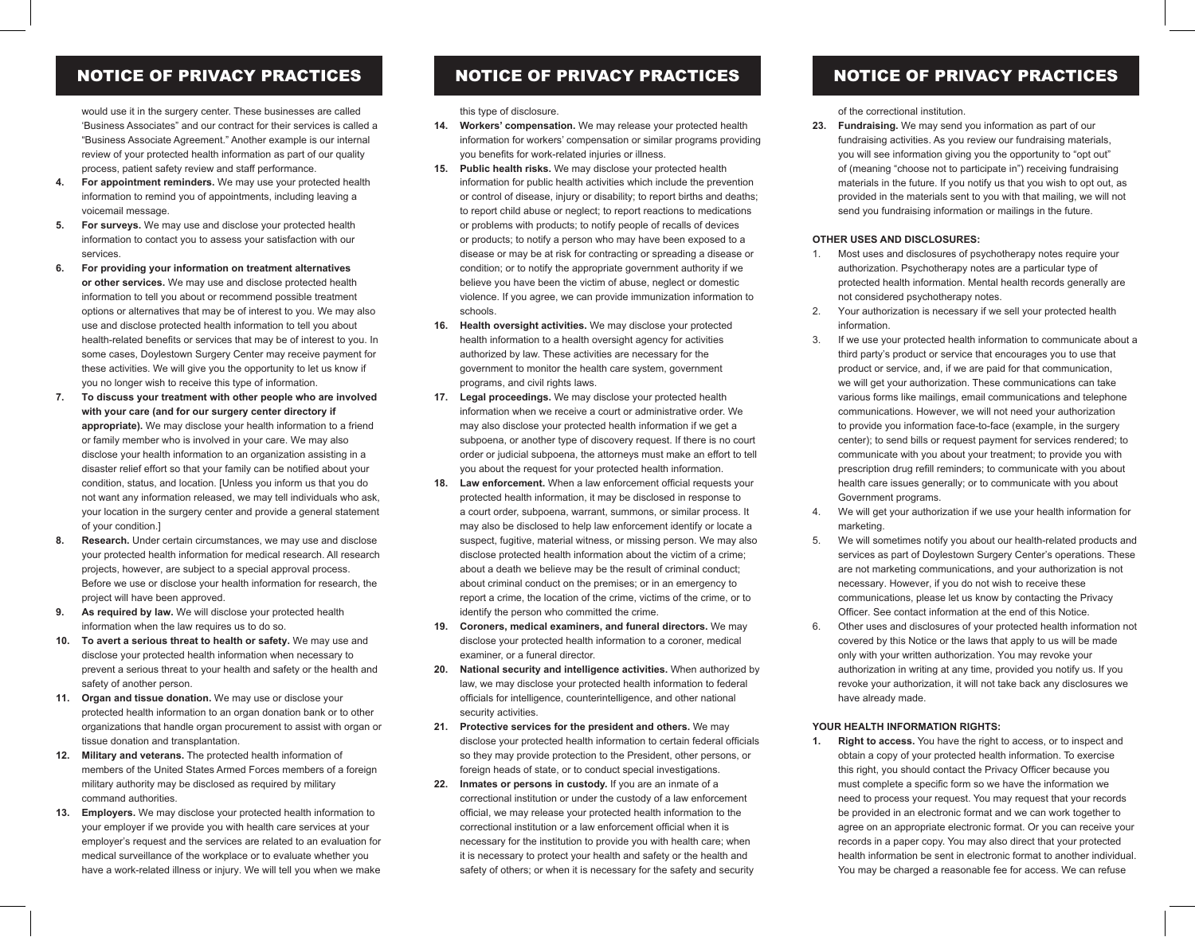## NOTICE OF PRIVACY PRACTICES

would use it in the surgery center. These businesses are called 'Business Associates" and our contract for their services is called a "Business Associate Agreement." Another example is our internal review of your protected health information as part of our quality process, patient safety review and staff performance.

4. **For appointment reminders.** We may use your protected health information to remind you of appointments, including leaving a voicemail message.
5. **For surveys.** We may use and disclose your protected health information to contact you to assess your satisfaction with our services.
6. **For providing your information on treatment alternatives or other services.** We may use and disclose protected health information to tell you about or recommend possible treatment options or alternatives that may be of interest to you. We may also use and disclose protected health information to tell you about health-related benefits or services that may be of interest to you. In some cases, Doylestown Surgery Center may receive payment for these activities. We will give you the opportunity to let us know if you no longer wish to receive this type of information.
7. **To discuss your treatment with other people who are involved with your care (and for our surgery center directory if appropriate).** We may disclose your health information to a friend or family member who is involved in your care. We may also disclose your health information to an organization assisting in a disaster relief effort so that your family can be notified about your condition, status, and location. [Unless you inform us that you do not want any information released, we may tell individuals who ask, your location in the surgery center and provide a general statement of your condition.]
8. **Research.** Under certain circumstances, we may use and disclose your protected health information for medical research. All research projects, however, are subject to a special approval process. Before we use or disclose your health information for research, the project will have been approved.
9. **As required by law.** We will disclose your protected health information when the law requires us to do so.
10. **To avert a serious threat to health or safety.** We may use and disclose your protected health information when necessary to prevent a serious threat to your health and safety or the health and safety of another person.
11. **Organ and tissue donation.** We may use or disclose your protected health information to an organ donation bank or to other organizations that handle organ procurement to assist with organ or tissue donation and transplantation.
12. **Military and veterans.** The protected health information of members of the United States Armed Forces members of a foreign military authority may be disclosed as required by military command authorities.
13. **Employers.** We may disclose your protected health information to your employer if we provide you with health care services at your employer's request and the services are related to an evaluation for medical surveillance of the workplace or to evaluate whether you have a work-related illness or injury. We will tell you when we make this type of disclosure.
14. **Workers' compensation.** We may release your protected health information for workers' compensation or similar programs providing you benefits for work-related injuries or illness.
15. **Public health risks.** We may disclose your protected health information for public health activities which include the prevention or control of disease, injury or disability; to report births and deaths; to report child abuse or neglect; to report reactions to medications or problems with products; to notify people of recalls of devices or products; to notify a person who may have been exposed to a disease or may be at risk for contracting or spreading a disease or condition; or to notify the appropriate government authority if we believe you have been the victim of abuse, neglect or domestic violence. If you agree, we can provide immunization information to schools.
16. **Health oversight activities.** We may disclose your protected health information to a health oversight agency for activities authorized by law. These activities are necessary for the government to monitor the health care system, government programs, and civil rights laws.
17. **Legal proceedings.** We may disclose your protected health information when we receive a court or administrative order. We may also disclose your protected health information if we get a subpoena, or another type of discovery request. If there is no court order or judicial subpoena, the attorneys must make an effort to tell you about the request for your protected health information.
18. **Law enforcement.** When a law enforcement official requests your protected health information, it may be disclosed in response to a court order, subpoena, warrant, summons, or similar process. It may also be disclosed to help law enforcement identify or locate a suspect, fugitive, material witness, or missing person. We may also disclose protected health information about the victim of a crime; about a death we believe may be the result of criminal conduct; about criminal conduct on the premises; or in an emergency to report a crime, the location of the crime, victims of the crime, or to identify the person who committed the crime.
19. **Coroners, medical examiners, and funeral directors.** We may disclose your protected health information to a coroner, medical examiner, or a funeral director.
20. **National security and intelligence activities.** When authorized by law, we may disclose your protected health information to federal officials for intelligence, counterintelligence, and other national security activities.
21. **Protective services for the president and others.** We may disclose your protected health information to certain federal officials so they may provide protection to the President, other persons, or foreign heads of state, or to conduct special investigations.
22. **Inmates or persons in custody.** If you are an inmate of a correctional institution or under the custody of a law enforcement official, we may release your protected health information to the correctional institution or a law enforcement official when it is necessary for the institution to provide you with health care; when it is necessary to protect your health and safety or the health and safety of others; or when it is necessary for the safety and security of the correctional institution.
23. **Fundraising.** We may send you information as part of our fundraising activities. As you review our fundraising materials, you will see information giving you the opportunity to "opt out" of (meaning "choose not to participate in") receiving fundraising materials in the future. If you notify us that you wish to opt out, as provided in the materials sent to you with that mailing, we will not send you fundraising information or mailings in the future.

**OTHER USES AND DISCLOSURES:**

1. Most uses and disclosures of psychotherapy notes require your authorization. Psychotherapy notes are a particular type of protected health information. Mental health records generally are not considered psychotherapy notes.
2. Your authorization is necessary if we sell your protected health information.
3. If we use your protected health information to communicate about a third party's product or service that encourages you to use that product or service, and, if we are paid for that communication, we will get your authorization. These communications can take various forms like mailings, email communications and telephone communications. However, we will not need your authorization to provide you information face-to-face (example, in the surgery center); to send bills or request payment for services rendered; to communicate with you about your treatment; to provide you with prescription drug refill reminders; to communicate with you about health care issues generally; or to communicate with you about Government programs.
4. We will get your authorization if we use your health information for marketing.
5. We will sometimes notify you about our health-related products and services as part of Doylestown Surgery Center's operations. These are not marketing communications, and your authorization is not necessary. However, if you do not wish to receive these communications, please let us know by contacting the Privacy Officer. See contact information at the end of this Notice.
6. Other uses and disclosures of your protected health information not covered by this Notice or the laws that apply to us will be made only with your written authorization. You may revoke your authorization in writing at any time, provided you notify us. If you revoke your authorization, it will not take back any disclosures we have already made.

**YOUR HEALTH INFORMATION RIGHTS:**

1. **Right to access.** You have the right to access, or to inspect and obtain a copy of your protected health information. To exercise this right, you should contact the Privacy Officer because you must complete a specific form so we have the information we need to process your request. You may request that your records be provided in an electronic format and we can work together to agree on an appropriate electronic format. Or you can receive your records in a paper copy. You may also direct that your protected health information be sent in electronic format to another individual. You may be charged a reasonable fee for access. We can refuse